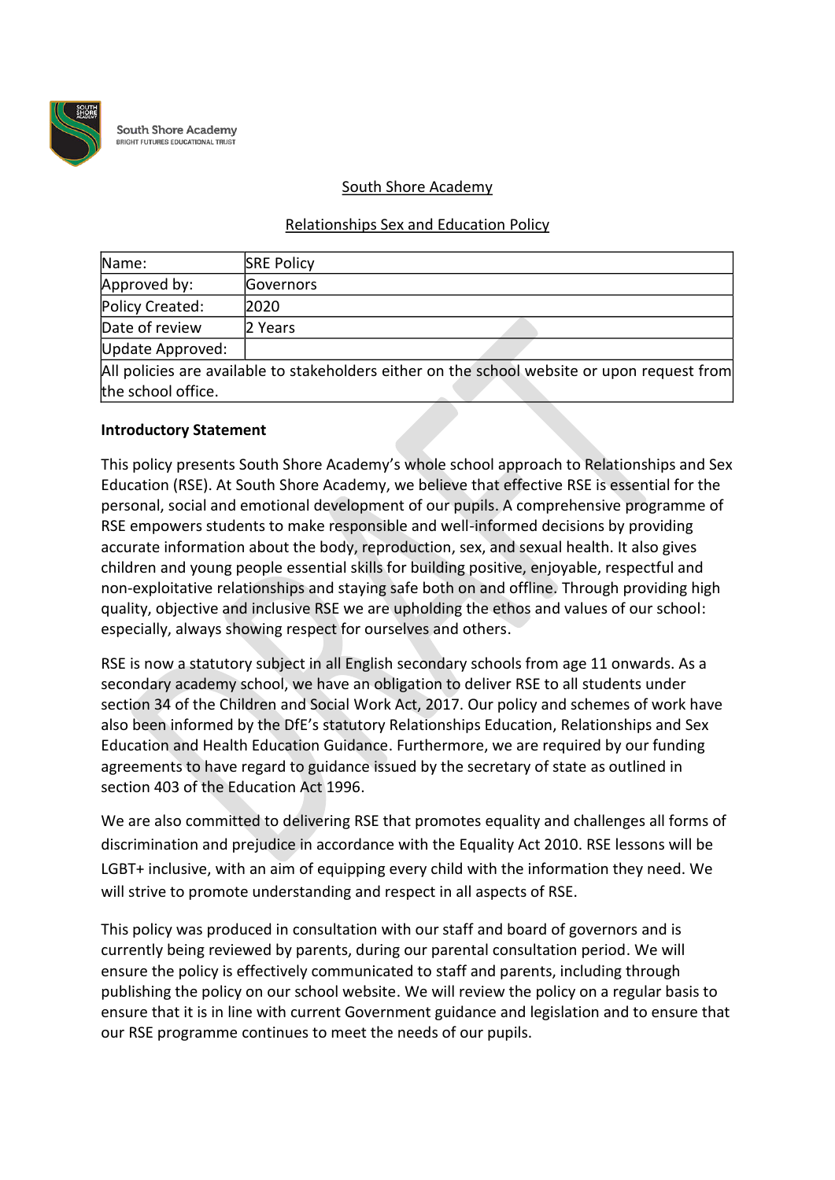South Shore Academy
BRIGHT FUTURES EDUCATIONAL TRUST

South Shore Academy

Relationships Sex and Education Policy

| Name: | SRE Policy |
|---|---|
| Approved by: | Governors |
| Policy Created: | 2020 |
| Date of review | 2 Years |
| Update Approved: | |
| All policies are available to stakeholders either on the school website or upon request from the school office. | |

**Introductory Statement**

This policy presents South Shore Academy's whole school approach to Relationships and Sex Education (RSE). At South Shore Academy, we believe that effective RSE is essential for the personal, social and emotional development of our pupils. A comprehensive programme of RSE empowers students to make responsible and well-informed decisions by providing accurate information about the body, reproduction, sex, and sexual health. It also gives children and young people essential skills for building positive, enjoyable, respectful and non-exploitative relationships and staying safe both on and offline. Through providing high quality, objective and inclusive RSE we are upholding the ethos and values of our school: especially, always showing respect for ourselves and others.

RSE is now a statutory subject in all English secondary schools from age 11 onwards. As a secondary academy school, we have an obligation to deliver RSE to all students under section 34 of the Children and Social Work Act, 2017. Our policy and schemes of work have also been informed by the DfE's statutory Relationships Education, Relationships and Sex Education and Health Education Guidance. Furthermore, we are required by our funding agreements to have regard to guidance issued by the secretary of state as outlined in section 403 of the Education Act 1996.

We are also committed to delivering RSE that promotes equality and challenges all forms of discrimination and prejudice in accordance with the Equality Act 2010. RSE lessons will be LGBT+ inclusive, with an aim of equipping every child with the information they need. We will strive to promote understanding and respect in all aspects of RSE.

This policy was produced in consultation with our staff and board of governors and is currently being reviewed by parents, during our parental consultation period. We will ensure the policy is effectively communicated to staff and parents, including through publishing the policy on our school website. We will review the policy on a regular basis to ensure that it is in line with current Government guidance and legislation and to ensure that our RSE programme continues to meet the needs of our pupils.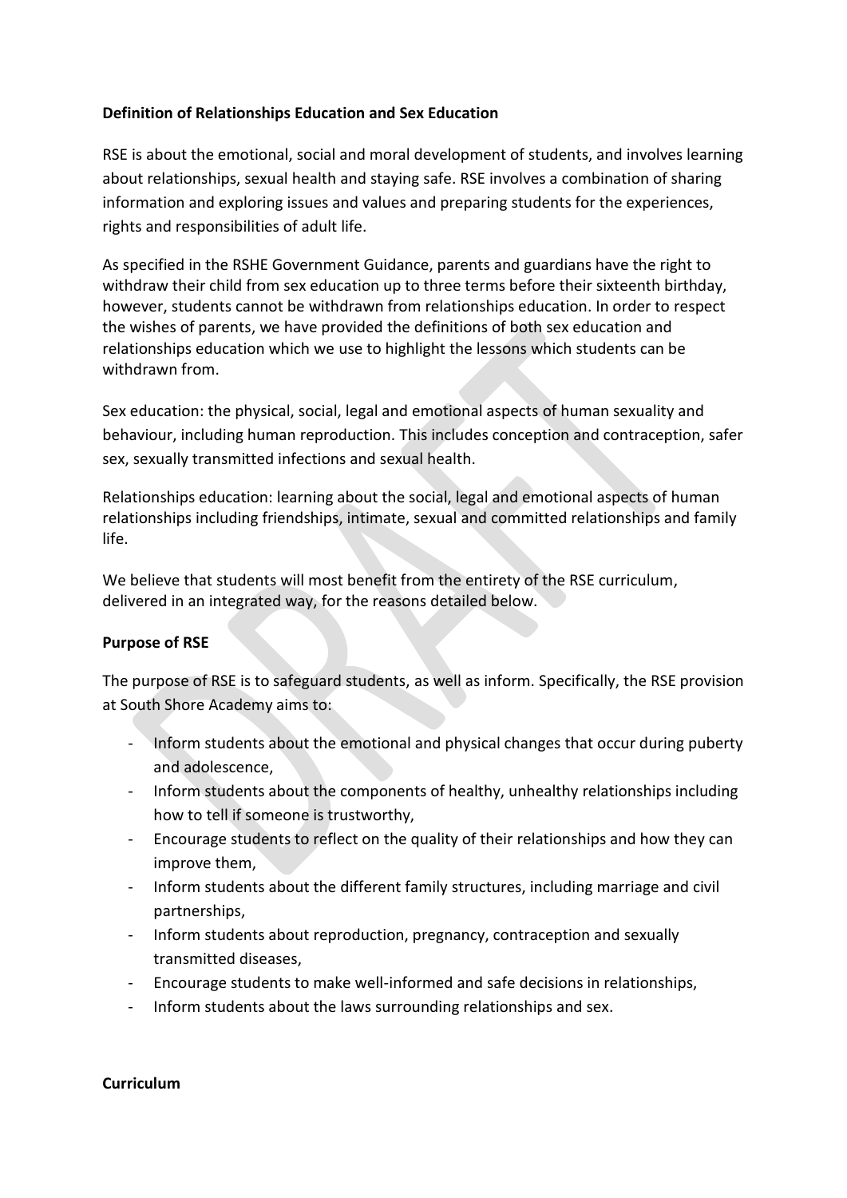**Definition of Relationships Education and Sex Education**

RSE is about the emotional, social and moral development of students, and involves learning about relationships, sexual health and staying safe. RSE involves a combination of sharing information and exploring issues and values and preparing students for the experiences, rights and responsibilities of adult life.

As specified in the RSHE Government Guidance, parents and guardians have the right to withdraw their child from sex education up to three terms before their sixteenth birthday, however, students cannot be withdrawn from relationships education. In order to respect the wishes of parents, we have provided the definitions of both sex education and relationships education which we use to highlight the lessons which students can be withdrawn from.

Sex education: the physical, social, legal and emotional aspects of human sexuality and behaviour, including human reproduction. This includes conception and contraception, safer sex, sexually transmitted infections and sexual health.

Relationships education: learning about the social, legal and emotional aspects of human relationships including friendships, intimate, sexual and committed relationships and family life.

We believe that students will most benefit from the entirety of the RSE curriculum, delivered in an integrated way, for the reasons detailed below.

**Purpose of RSE**

The purpose of RSE is to safeguard students, as well as inform. Specifically, the RSE provision at South Shore Academy aims to:

- Inform students about the emotional and physical changes that occur during puberty and adolescence,
- Inform students about the components of healthy, unhealthy relationships including how to tell if someone is trustworthy,
- Encourage students to reflect on the quality of their relationships and how they can improve them,
- Inform students about the different family structures, including marriage and civil partnerships,
- Inform students about reproduction, pregnancy, contraception and sexually transmitted diseases,
- Encourage students to make well-informed and safe decisions in relationships,
- Inform students about the laws surrounding relationships and sex.

**Curriculum**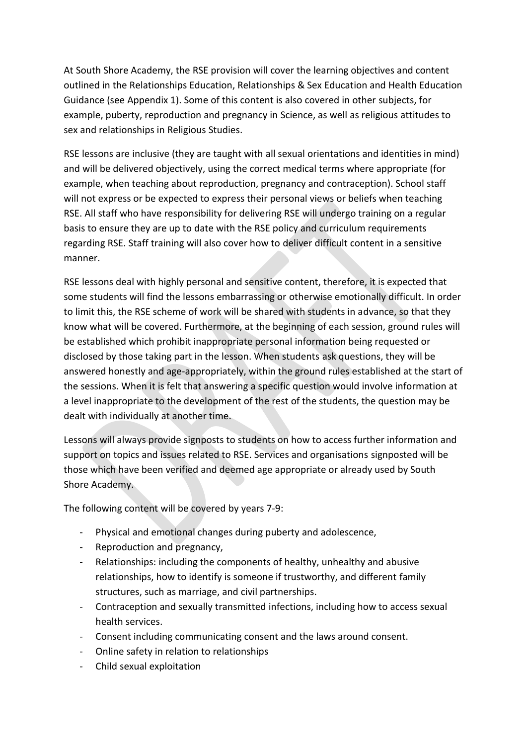At South Shore Academy, the RSE provision will cover the learning objectives and content outlined in the Relationships Education, Relationships & Sex Education and Health Education Guidance (see Appendix 1). Some of this content is also covered in other subjects, for example, puberty, reproduction and pregnancy in Science, as well as religious attitudes to sex and relationships in Religious Studies.

RSE lessons are inclusive (they are taught with all sexual orientations and identities in mind) and will be delivered objectively, using the correct medical terms where appropriate (for example, when teaching about reproduction, pregnancy and contraception). School staff will not express or be expected to express their personal views or beliefs when teaching RSE. All staff who have responsibility for delivering RSE will undergo training on a regular basis to ensure they are up to date with the RSE policy and curriculum requirements regarding RSE. Staff training will also cover how to deliver difficult content in a sensitive manner.

RSE lessons deal with highly personal and sensitive content, therefore, it is expected that some students will find the lessons embarrassing or otherwise emotionally difficult. In order to limit this, the RSE scheme of work will be shared with students in advance, so that they know what will be covered. Furthermore, at the beginning of each session, ground rules will be established which prohibit inappropriate personal information being requested or disclosed by those taking part in the lesson. When students ask questions, they will be answered honestly and age-appropriately, within the ground rules established at the start of the sessions. When it is felt that answering a specific question would involve information at a level inappropriate to the development of the rest of the students, the question may be dealt with individually at another time.

Lessons will always provide signposts to students on how to access further information and support on topics and issues related to RSE. Services and organisations signposted will be those which have been verified and deemed age appropriate or already used by South Shore Academy.

The following content will be covered by years 7-9:

- Physical and emotional changes during puberty and adolescence,
- Reproduction and pregnancy,
- Relationships: including the components of healthy, unhealthy and abusive relationships, how to identify is someone if trustworthy, and different family structures, such as marriage, and civil partnerships.
- Contraception and sexually transmitted infections, including how to access sexual health services.
- Consent including communicating consent and the laws around consent.
- Online safety in relation to relationships
- Child sexual exploitation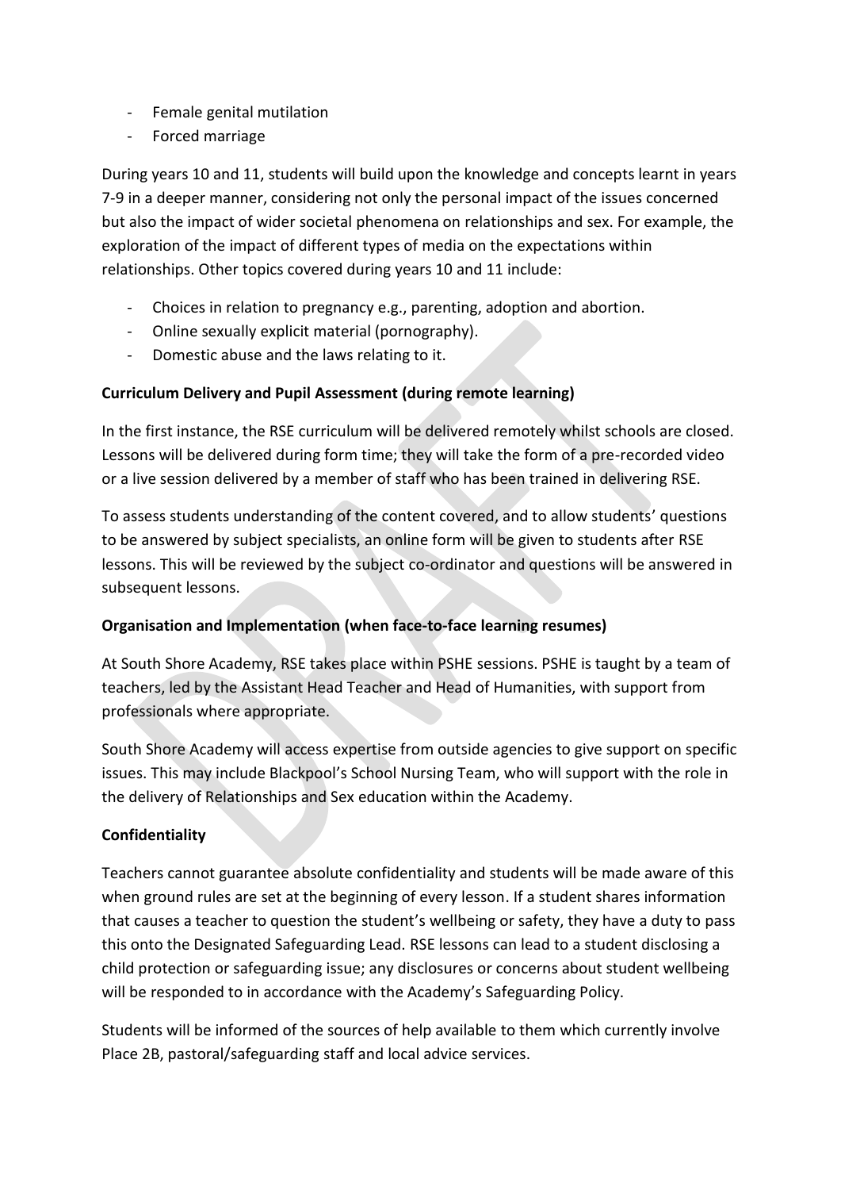- Female genital mutilation
- Forced marriage

During years 10 and 11, students will build upon the knowledge and concepts learnt in years 7-9 in a deeper manner, considering not only the personal impact of the issues concerned but also the impact of wider societal phenomena on relationships and sex. For example, the exploration of the impact of different types of media on the expectations within relationships. Other topics covered during years 10 and 11 include:

- Choices in relation to pregnancy e.g., parenting, adoption and abortion.
- Online sexually explicit material (pornography).
- Domestic abuse and the laws relating to it.

**Curriculum Delivery and Pupil Assessment (during remote learning)**

In the first instance, the RSE curriculum will be delivered remotely whilst schools are closed. Lessons will be delivered during form time; they will take the form of a pre-recorded video or a live session delivered by a member of staff who has been trained in delivering RSE.

To assess students understanding of the content covered, and to allow students' questions to be answered by subject specialists, an online form will be given to students after RSE lessons. This will be reviewed by the subject co-ordinator and questions will be answered in subsequent lessons.

**Organisation and Implementation (when face-to-face learning resumes)**

At South Shore Academy, RSE takes place within PSHE sessions. PSHE is taught by a team of teachers, led by the Assistant Head Teacher and Head of Humanities, with support from professionals where appropriate.

South Shore Academy will access expertise from outside agencies to give support on specific issues. This may include Blackpool's School Nursing Team, who will support with the role in the delivery of Relationships and Sex education within the Academy.

**Confidentiality**

Teachers cannot guarantee absolute confidentiality and students will be made aware of this when ground rules are set at the beginning of every lesson. If a student shares information that causes a teacher to question the student's wellbeing or safety, they have a duty to pass this onto the Designated Safeguarding Lead. RSE lessons can lead to a student disclosing a child protection or safeguarding issue; any disclosures or concerns about student wellbeing will be responded to in accordance with the Academy's Safeguarding Policy.

Students will be informed of the sources of help available to them which currently involve Place 2B, pastoral/safeguarding staff and local advice services.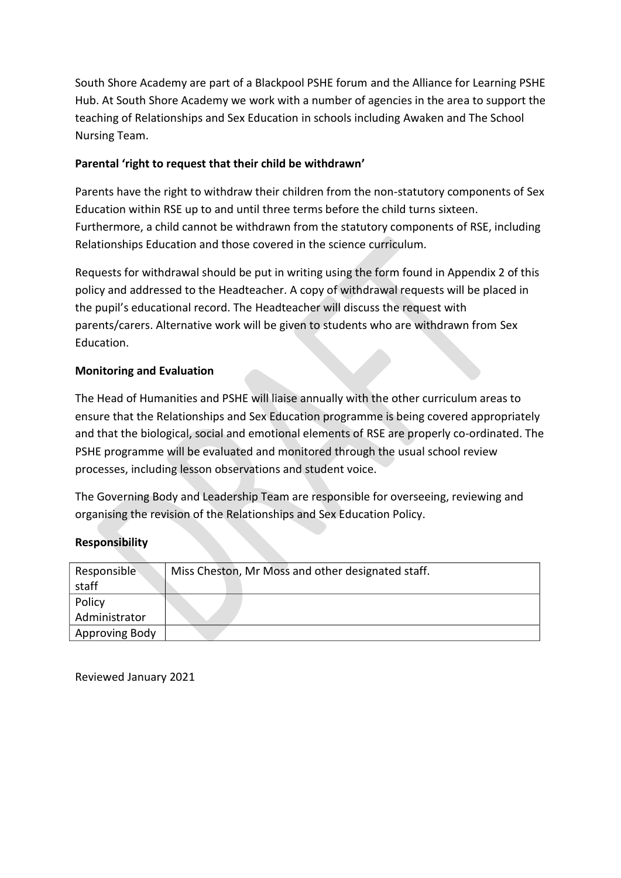South Shore Academy are part of a Blackpool PSHE forum and the Alliance for Learning PSHE Hub. At South Shore Academy we work with a number of agencies in the area to support the teaching of Relationships and Sex Education in schools including Awaken and The School Nursing Team.

**Parental 'right to request that their child be withdrawn'**

Parents have the right to withdraw their children from the non-statutory components of Sex Education within RSE up to and until three terms before the child turns sixteen. Furthermore, a child cannot be withdrawn from the statutory components of RSE, including Relationships Education and those covered in the science curriculum.

Requests for withdrawal should be put in writing using the form found in Appendix 2 of this policy and addressed to the Headteacher. A copy of withdrawal requests will be placed in the pupil's educational record. The Headteacher will discuss the request with parents/carers. Alternative work will be given to students who are withdrawn from Sex Education.

**Monitoring and Evaluation**

The Head of Humanities and PSHE will liaise annually with the other curriculum areas to ensure that the Relationships and Sex Education programme is being covered appropriately and that the biological, social and emotional elements of RSE are properly co-ordinated. The PSHE programme will be evaluated and monitored through the usual school review processes, including lesson observations and student voice.

The Governing Body and Leadership Team are responsible for overseeing, reviewing and organising the revision of the Relationships and Sex Education Policy.

**Responsibility**

| Responsible staff | Miss Cheston, Mr Moss and other designated staff. |
|---|---|
| Policy Administrator | |
| Approving Body | |

Reviewed January 2021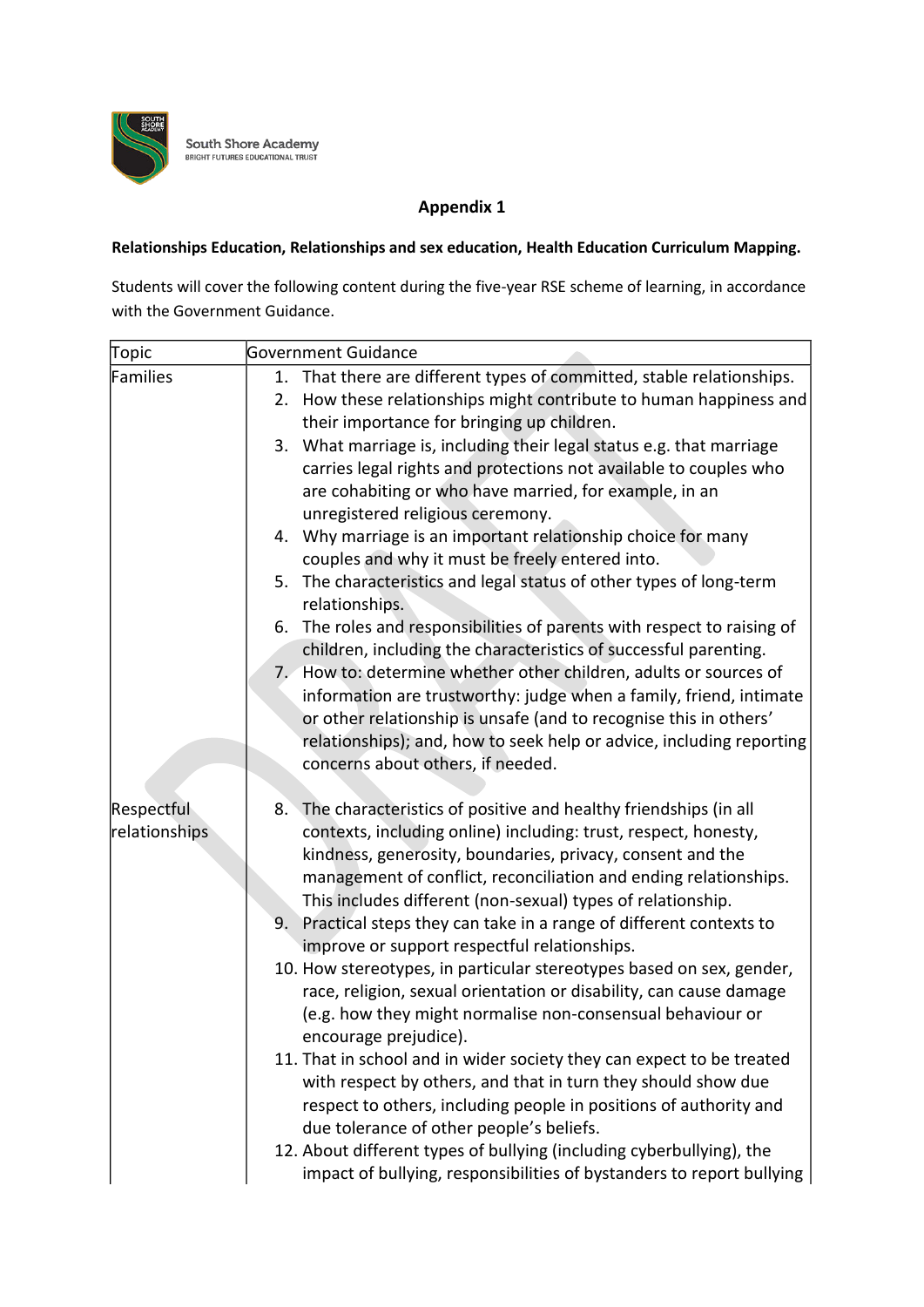South Shore Academy
BRIGHT FUTURES EDUCATIONAL TRUST

## Appendix 1

**Relationships Education, Relationships and sex education, Health Education Curriculum Mapping.**

Students will cover the following content during the five-year RSE scheme of learning, in accordance with the Government Guidance.

| Topic | Government Guidance |
|---|---|
| Families | 1. That there are different types of committed, stable relationships.<br>2. How these relationships might contribute to human happiness and their importance for bringing up children.<br>3. What marriage is, including their legal status e.g. that marriage carries legal rights and protections not available to couples who are cohabiting or who have married, for example, in an unregistered religious ceremony.<br>4. Why marriage is an important relationship choice for many couples and why it must be freely entered into.<br>5. The characteristics and legal status of other types of long-term relationships.<br>6. The roles and responsibilities of parents with respect to raising of children, including the characteristics of successful parenting.<br>7. How to: determine whether other children, adults or sources of information are trustworthy: judge when a family, friend, intimate or other relationship is unsafe (and to recognise this in others' relationships); and, how to seek help or advice, including reporting concerns about others, if needed. |
| Respectful relationships | 8. The characteristics of positive and healthy friendships (in all contexts, including online) including: trust, respect, honesty, kindness, generosity, boundaries, privacy, consent and the management of conflict, reconciliation and ending relationships. This includes different (non-sexual) types of relationship.<br>9. Practical steps they can take in a range of different contexts to improve or support respectful relationships.<br>10. How stereotypes, in particular stereotypes based on sex, gender, race, religion, sexual orientation or disability, can cause damage (e.g. how they might normalise non-consensual behaviour or encourage prejudice).<br>11. That in school and in wider society they can expect to be treated with respect by others, and that in turn they should show due respect to others, including people in positions of authority and due tolerance of other people's beliefs.<br>12. About different types of bullying (including cyberbullying), the impact of bullying, responsibilities of bystanders to report bullying |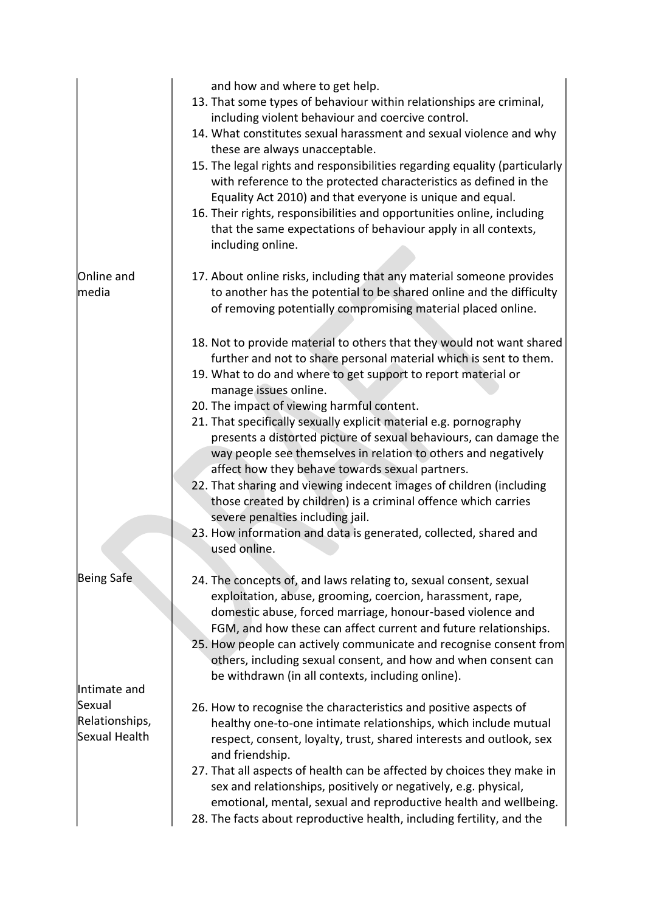| | |
|---|---|
| | and how and where to get help.<br>13. That some types of behaviour within relationships are criminal, including violent behaviour and coercive control.<br>14. What constitutes sexual harassment and sexual violence and why these are always unacceptable.<br>15. The legal rights and responsibilities regarding equality (particularly with reference to the protected characteristics as defined in the Equality Act 2010) and that everyone is unique and equal.<br>16. Their rights, responsibilities and opportunities online, including that the same expectations of behaviour apply in all contexts, including online. |
| Online and media | 17. About online risks, including that any material someone provides to another has the potential to be shared online and the difficulty of removing potentially compromising material placed online.<br>18. Not to provide material to others that they would not want shared further and not to share personal material which is sent to them.<br>19. What to do and where to get support to report material or manage issues online.<br>20. The impact of viewing harmful content.<br>21. That specifically sexually explicit material e.g. pornography presents a distorted picture of sexual behaviours, can damage the way people see themselves in relation to others and negatively affect how they behave towards sexual partners.<br>22. That sharing and viewing indecent images of children (including those created by children) is a criminal offence which carries severe penalties including jail.<br>23. How information and data is generated, collected, shared and used online. |
| Being Safe | 24. The concepts of, and laws relating to, sexual consent, sexual exploitation, abuse, grooming, coercion, harassment, rape, domestic abuse, forced marriage, honour-based violence and FGM, and how these can affect current and future relationships.<br>25. How people can actively communicate and recognise consent from others, including sexual consent, and how and when consent can be withdrawn (in all contexts, including online). |
| Intimate and Sexual Relationships, Sexual Health | 26. How to recognise the characteristics and positive aspects of healthy one-to-one intimate relationships, which include mutual respect, consent, loyalty, trust, shared interests and outlook, sex and friendship.<br>27. That all aspects of health can be affected by choices they make in sex and relationships, positively or negatively, e.g. physical, emotional, mental, sexual and reproductive health and wellbeing.<br>28. The facts about reproductive health, including fertility, and the |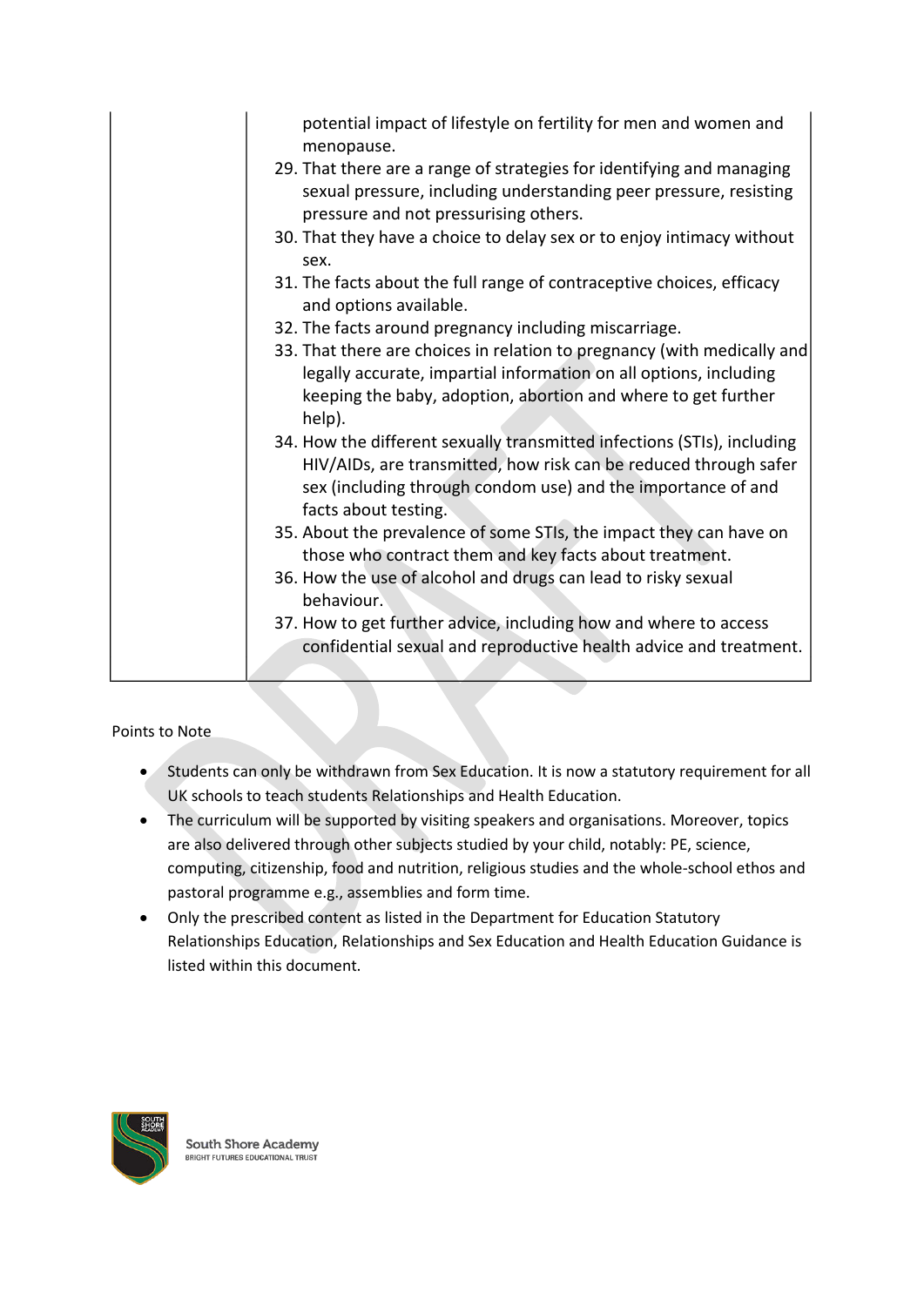| | potential impact of lifestyle on fertility for men and women and menopause.<br>29. That there are a range of strategies for identifying and managing sexual pressure, including understanding peer pressure, resisting pressure and not pressurising others.<br>30. That they have a choice to delay sex or to enjoy intimacy without sex.<br>31. The facts about the full range of contraceptive choices, efficacy and options available.<br>32. The facts around pregnancy including miscarriage.<br>33. That there are choices in relation to pregnancy (with medically and legally accurate, impartial information on all options, including keeping the baby, adoption, abortion and where to get further help).<br>34. How the different sexually transmitted infections (STIs), including HIV/AIDs, are transmitted, how risk can be reduced through safer sex (including through condom use) and the importance of and facts about testing.<br>35. About the prevalence of some STIs, the impact they can have on those who contract them and key facts about treatment.<br>36. How the use of alcohol and drugs can lead to risky sexual behaviour.<br>37. How to get further advice, including how and where to access confidential sexual and reproductive health advice and treatment. |
|---|---|

Points to Note

- Students can only be withdrawn from Sex Education. It is now a statutory requirement for all UK schools to teach students Relationships and Health Education.
- The curriculum will be supported by visiting speakers and organisations. Moreover, topics are also delivered through other subjects studied by your child, notably: PE, science, computing, citizenship, food and nutrition, religious studies and the whole-school ethos and pastoral programme e.g., assemblies and form time.
- Only the prescribed content as listed in the Department for Education Statutory Relationships Education, Relationships and Sex Education and Health Education Guidance is listed within this document.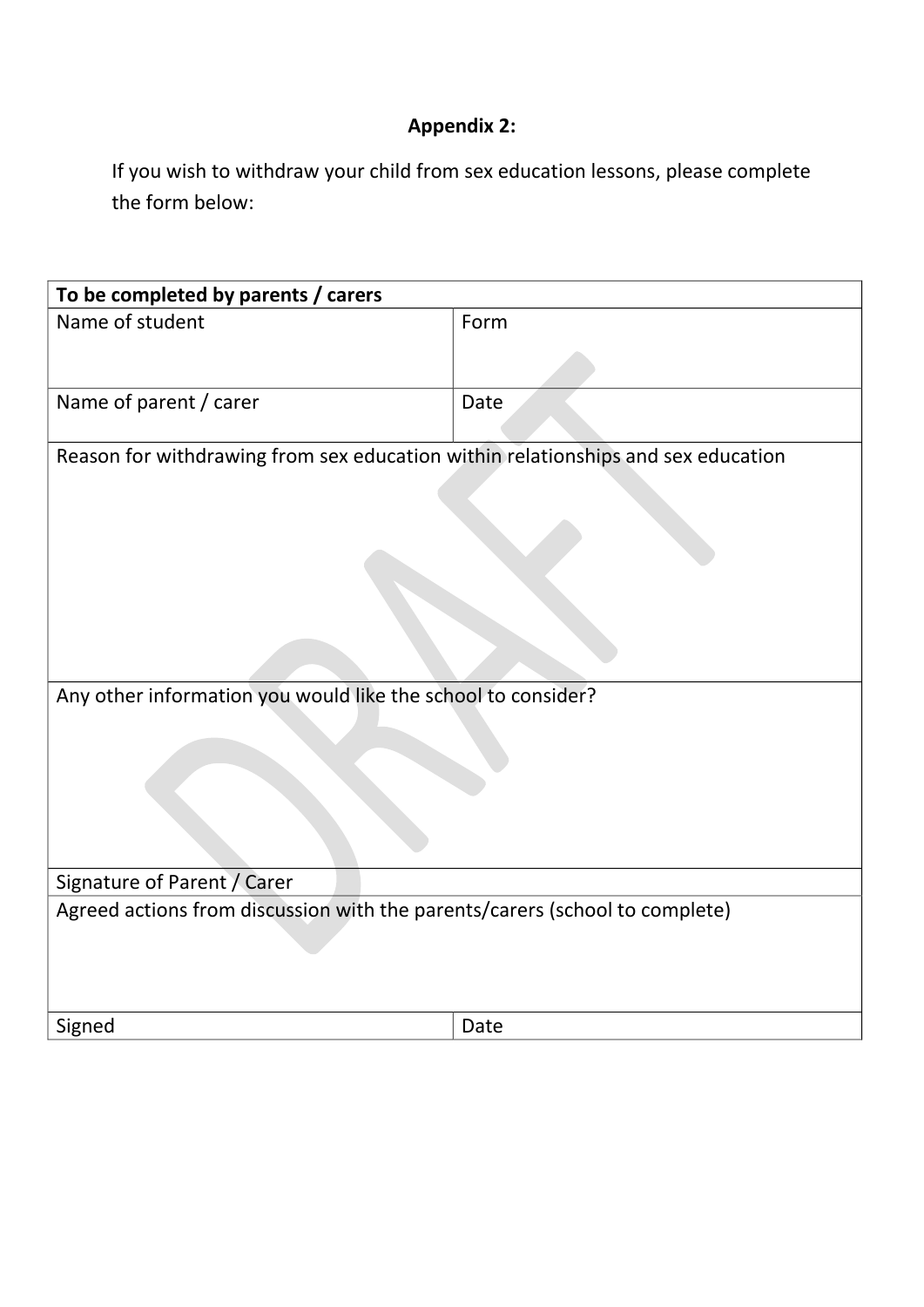**Appendix 2:**

If you wish to withdraw your child from sex education lessons, please complete the form below:

| **To be completed by parents / carers** | |
|---|---|
| Name of student | Form |
| Name of parent / carer | Date |
| Reason for withdrawing from sex education within relationships and sex education | |
| Any other information you would like the school to consider? | |
| Signature of Parent / Carer | |
| Agreed actions from discussion with the parents/carers (school to complete) | |
| Signed | Date |